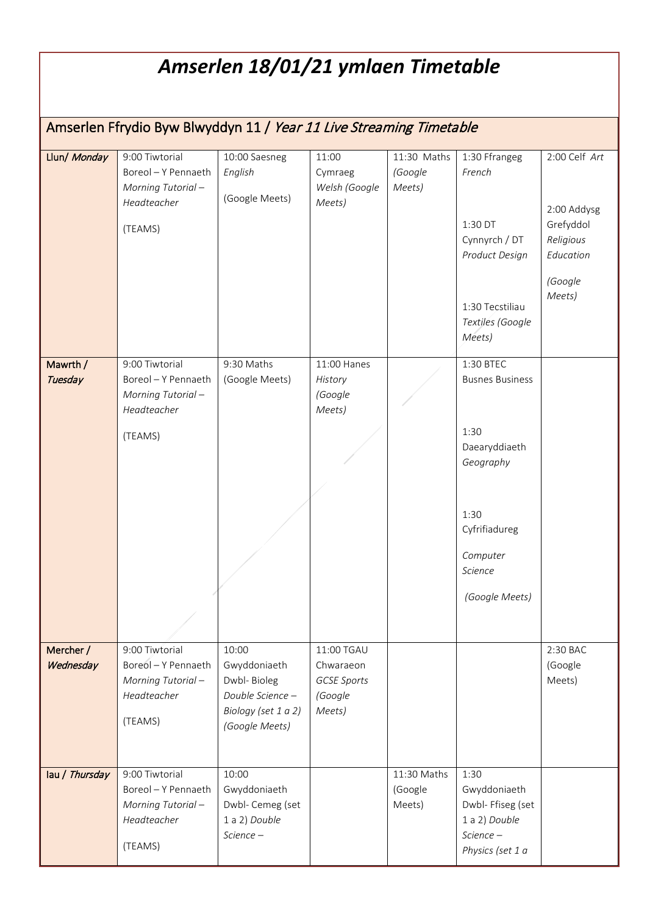# *Amserlen 18/01/21 ymlaen Timetable*

## Amserlen Ffrydio Byw Blwyddyn 11 / *Year 11 Live Streaming Timetable*

| | | | | | | |
|---|---|---|---|---|---|---|
| Llun/ *Monday* | 9:00 Tiwtorial Boreol – Y Pennaeth *Morning Tutorial – Headteacher* (TEAMS) | 10:00 Saesneg *English* (Google Meets) | 11:00 Cymraeg *Welsh (Google Meets)* | 11:30 Maths *(Google Meets)* | 1:30 Ffrangeg *French* 1:30 DT Cynnyrch / DT *Product Design* 1:30 Tecstiliau *Textiles (Google Meets)* | 2:00 Celf *Art* 2:00 Addysg Grefyddol *Religious Education* *(Google Meets)* |
| Mawrth / *Tuesday* | 9:00 Tiwtorial Boreol – Y Pennaeth *Morning Tutorial – Headteacher* (TEAMS) | 9:30 Maths (Google Meets) | 11:00 Hanes *History (Google Meets)* | | 1:30 BTEC Busnes Business 1:30 Daearyddiaeth *Geography* 1:30 Cyfrifiadureg *Computer Science* *(Google Meets)* | |
| Mercher / *Wednesday* | 9:00 Tiwtorial Boreol – Y Pennaeth *Morning Tutorial – Headteacher* (TEAMS) | 10:00 Gwyddoniaeth Dwbl- Bioleg *Double Science – Biology (set 1 a 2) (Google Meets)* | 11:00 TGAU Chwaraeon *GCSE Sports (Google Meets)* | | | 2:30 BAC (Google Meets) |
| Iau / *Thursday* | 9:00 Tiwtorial Boreol – Y Pennaeth *Morning Tutorial – Headteacher* (TEAMS) | 10:00 Gwyddoniaeth Dwbl- Cemeg (set 1 a 2) *Double Science –* | | 11:30 Maths (Google Meets) | 1:30 Gwyddoniaeth Dwbl- Ffiseg (set 1 a 2) *Double Science – Physics (set 1 a* | |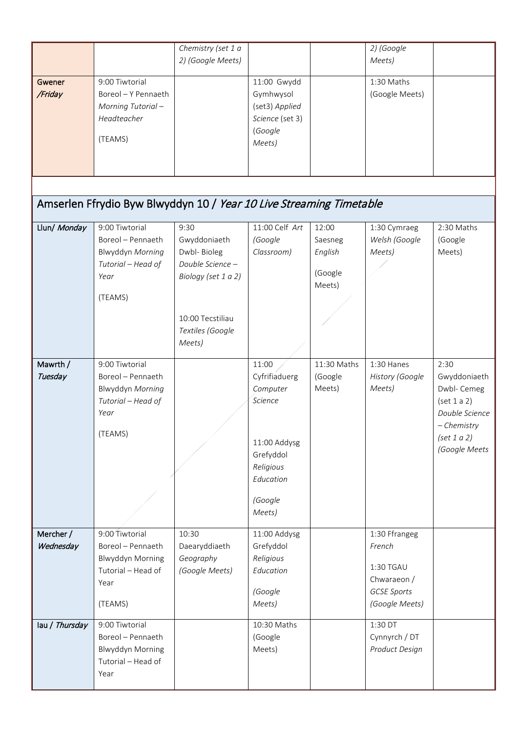| | | | | | | |
|---|---|---|---|---|---|---|
| | | *Chemistry (set 1 a 2) (Google Meets)* | | | *2) (Google Meets)* | |
| Gwener */Friday* | 9:00 Tiwtorial Boreol – Y Pennaeth *Morning Tutorial – Headteacher* (TEAMS) | | 11:00 Gwydd Gymhwysol (set3) *Applied Science* (set 3) (*Google Meets)* | | 1:30 Maths (Google Meets) | |

## Amserlen Ffrydio Byw Blwyddyn 10 / *Year 10 Live Streaming Timetable*

| | | | | | | |
|---|---|---|---|---|---|---|
| Llun/ *Monday* | 9:00 Tiwtorial Boreol – Pennaeth Blwyddyn *Morning Tutorial – Head of Year* (TEAMS) | 9:30 Gwyddoniaeth Dwbl- Bioleg *Double Science – Biology (set 1 a 2)* 10:00 Tecstiliau *Textiles (Google Meets)* | 11:00 Celf *Art (Google Classroom)* | 12:00 Saesneg *English* (Google Meets) | 1:30 Cymraeg *Welsh (Google Meets)* | 2:30 Maths (Google Meets) |
| Mawrth / *Tuesday* | 9:00 Tiwtorial Boreol – Pennaeth Blwyddyn *Morning Tutorial – Head of Year* (TEAMS) | | 11:00 Cyfrifiaduerg *Computer Science* 11:00 Addysg Grefyddol *Religious Education* *(Google Meets)* | 11:30 Maths (Google Meets) | 1:30 Hanes *History (Google Meets)* | 2:30 Gwyddoniaeth Dwbl- Cemeg (set 1 a 2) *Double Science – Chemistry (set 1 a 2) (Google Meets* |
| Mercher / *Wednesday* | 9:00 Tiwtorial Boreol – Pennaeth Blwyddyn Morning Tutorial – Head of Year (TEAMS) | 10:30 Daearyddiaeth *Geography (Google Meets)* | 11:00 Addysg Grefyddol *Religious Education* *(Google Meets)* | | 1:30 Ffrangeg *French* 1:30 TGAU Chwaraeon / *GCSE Sports (Google Meets)* | |
| Iau / *Thursday* | 9:00 Tiwtorial Boreol – Pennaeth Blwyddyn Morning Tutorial – Head of Year | | 10:30 Maths (Google Meets) | | 1:30 DT Cynnyrch / DT *Product Design* | |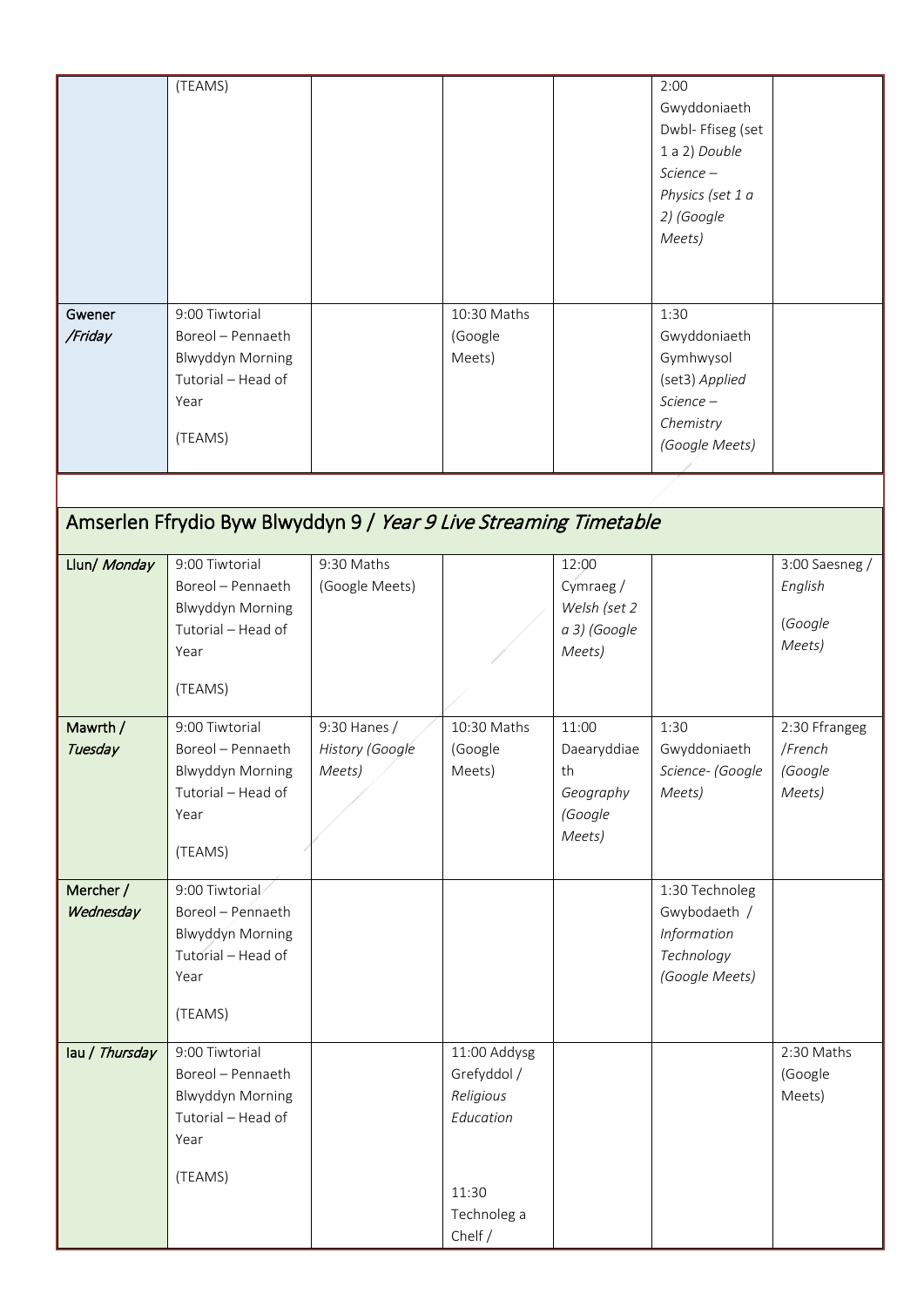| | | | | | | |
|---|---|---|---|---|---|---|
| | (TEAMS) | | | | 2:00 Gwyddoniaeth Dwbl- Ffiseg (set 1 a 2) *Double Science – Physics (set 1 a 2) (Google Meets)* | |
| Gwener */Friday* | 9:00 Tiwtorial Boreol – Pennaeth Blwyddyn Morning Tutorial – Head of Year (TEAMS) | | 10:30 Maths (Google Meets) | | 1:30 Gwyddoniaeth Gymhwysol (set3) *Applied Science – Chemistry (Google Meets)* | |

## Amserlen Ffrydio Byw Blwyddyn 9 / *Year 9 Live Streaming Timetable*

| | | | | | | |
|---|---|---|---|---|---|---|
| Llun/ *Monday* | 9:00 Tiwtorial Boreol – Pennaeth Blwyddyn Morning Tutorial – Head of Year (TEAMS) | 9:30 Maths (Google Meets) | | 12:00 Cymraeg / *Welsh (set 2 a 3) (Google Meets)* | | 3:00 Saesneg / *English* (*Google Meets)* |
| Mawrth / *Tuesday* | 9:00 Tiwtorial Boreol – Pennaeth Blwyddyn Morning Tutorial – Head of Year (TEAMS) | 9:30 Hanes / *History (Google Meets)* | 10:30 Maths (Google Meets) | 11:00 Daearyddiaeth *Geography (Google Meets)* | 1:30 Gwyddoniaeth *Science- (Google Meets)* | 2:30 Ffrangeg */French (Google Meets)* |
| Mercher / *Wednesday* | 9:00 Tiwtorial Boreol – Pennaeth Blwyddyn Morning Tutorial – Head of Year (TEAMS) | | | | 1:30 Technoleg Gwybodaeth / *Information Technology (Google Meets)* | |
| Iau / *Thursday* | 9:00 Tiwtorial Boreol – Pennaeth Blwyddyn Morning Tutorial – Head of Year (TEAMS) | | 11:00 Addysg Grefyddol / *Religious Education* 11:30 Technoleg a Chelf / | | | 2:30 Maths (Google Meets) |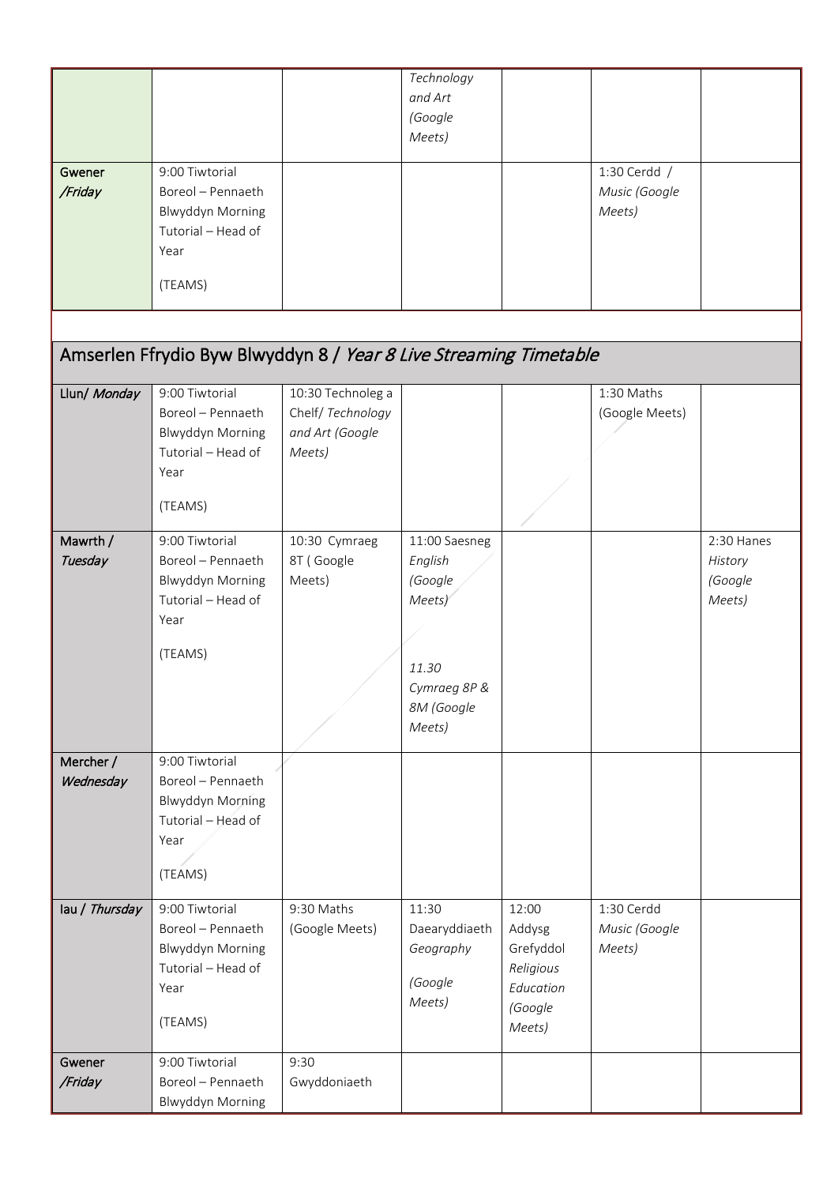| | | | | | | |
|---|---|---|---|---|---|---|
| | | | *Technology and Art (Google Meets)* | | | |
| Gwener */Friday* | 9:00 Tiwtorial Boreol – Pennaeth Blwyddyn Morning Tutorial – Head of Year (TEAMS) | | | | 1:30 Cerdd / *Music (Google Meets)* | |

## Amserlen Ffrydio Byw Blwyddyn 8 / *Year 8 Live Streaming Timetable*

| | | | | | | |
|---|---|---|---|---|---|---|
| Llun/ *Monday* | 9:00 Tiwtorial Boreol – Pennaeth Blwyddyn Morning Tutorial – Head of Year (TEAMS) | 10:30 Technoleg a Chelf/ *Technology and Art (Google Meets)* | | | 1:30 Maths (Google Meets) | |
| Mawrth / *Tuesday* | 9:00 Tiwtorial Boreol – Pennaeth Blwyddyn Morning Tutorial – Head of Year (TEAMS) | 10:30 Cymraeg 8T ( Google Meets) | 11:00 Saesneg *English (Google Meets)* *11.30 Cymraeg 8P & 8M (Google Meets)* | | | 2:30 Hanes *History (Google Meets)* |
| Mercher / *Wednesday* | 9:00 Tiwtorial Boreol – Pennaeth Blwyddyn Morning Tutorial – Head of Year (TEAMS) | | | | | |
| Iau / *Thursday* | 9:00 Tiwtorial Boreol – Pennaeth Blwyddyn Morning Tutorial – Head of Year (TEAMS) | 9:30 Maths (Google Meets) | 11:30 Daearyddiaeth *Geography (Google Meets)* | 12:00 Addysg Grefyddol *Religious Education (Google Meets)* | 1:30 Cerdd *Music (Google Meets)* | |
| Gwener */Friday* | 9:00 Tiwtorial Boreol – Pennaeth Blwyddyn Morning | 9:30 Gwyddoniaeth | | | | |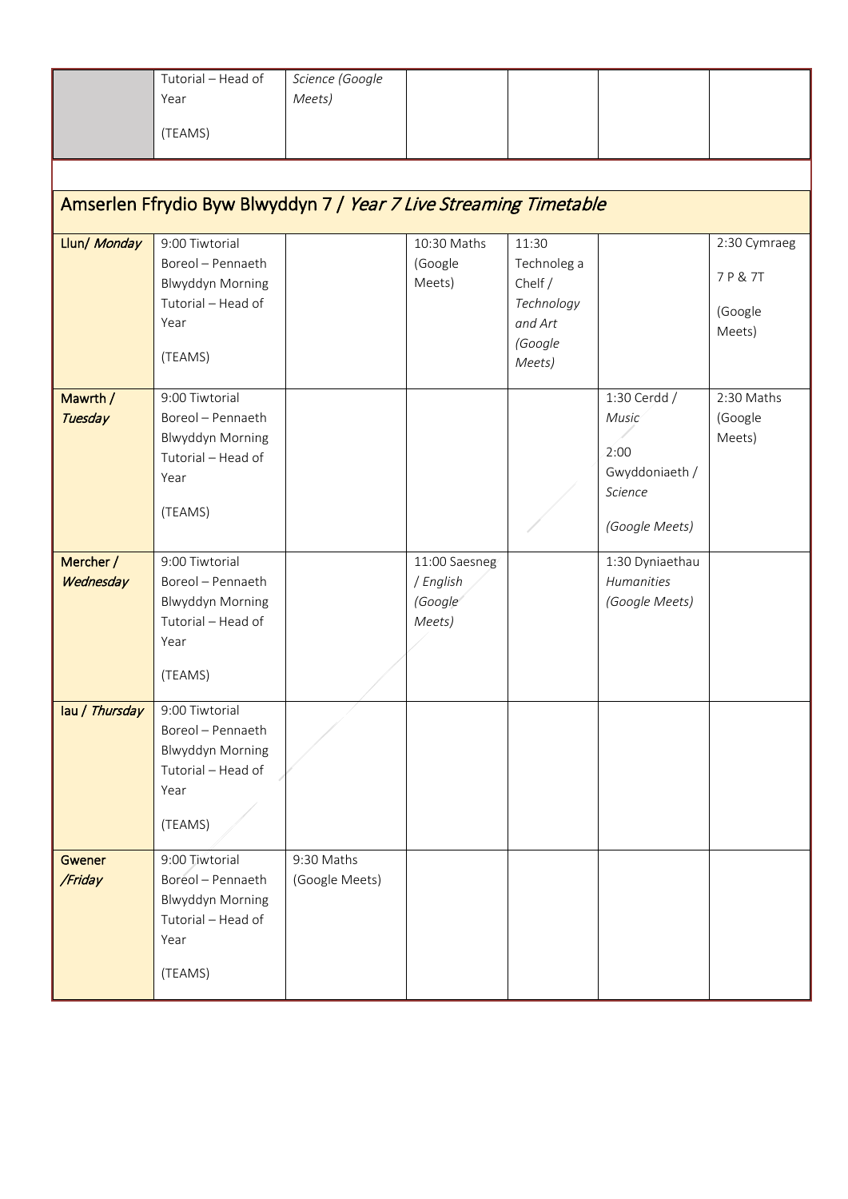| | | | | | | |
|---|---|---|---|---|---|---|
| | Tutorial – Head of Year (TEAMS) | *Science (Google Meets)* | | | | |

## Amserlen Ffrydio Byw Blwyddyn 7 / *Year 7 Live Streaming Timetable*

| | | | | | | |
|---|---|---|---|---|---|---|
| Llun/ *Monday* | 9:00 Tiwtorial Boreol – Pennaeth Blwyddyn Morning Tutorial – Head of Year (TEAMS) | | 10:30 Maths (Google Meets) | 11:30 Technoleg a Chelf / *Technology and Art (Google Meets)* | | 2:30 Cymraeg 7 P & 7T (Google Meets) |
| Mawrth / *Tuesday* | 9:00 Tiwtorial Boreol – Pennaeth Blwyddyn Morning Tutorial – Head of Year (TEAMS) | | | | 1:30 Cerdd / *Music* 2:00 Gwyddoniaeth / *Science* *(Google Meets)* | 2:30 Maths (Google Meets) |
| Mercher / *Wednesday* | 9:00 Tiwtorial Boreol – Pennaeth Blwyddyn Morning Tutorial – Head of Year (TEAMS) | | 11:00 Saesneg / *English (Google Meets)* | | 1:30 Dyniaethau *Humanities (Google Meets)* | |
| Iau / *Thursday* | 9:00 Tiwtorial Boreol – Pennaeth Blwyddyn Morning Tutorial – Head of Year (TEAMS) | | | | | |
| Gwener */Friday* | 9:00 Tiwtorial Boreol – Pennaeth Blwyddyn Morning Tutorial – Head of Year (TEAMS) | 9:30 Maths (Google Meets) | | | | |